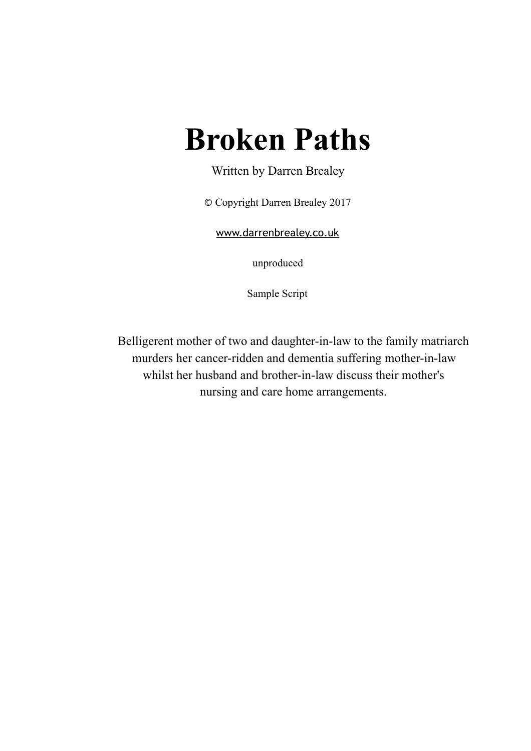# Broken Paths

Written by Darren Brealey

© Copyright Darren Brealey 2017

www.darrenbrealey.co.uk

unproduced

Sample Script

Belligerent mother of two and daughter-in-law to the family matriarch murders her cancer-ridden and dementia suffering mother-in-law whilst her husband and brother-in-law discuss their mother's nursing and care home arrangements.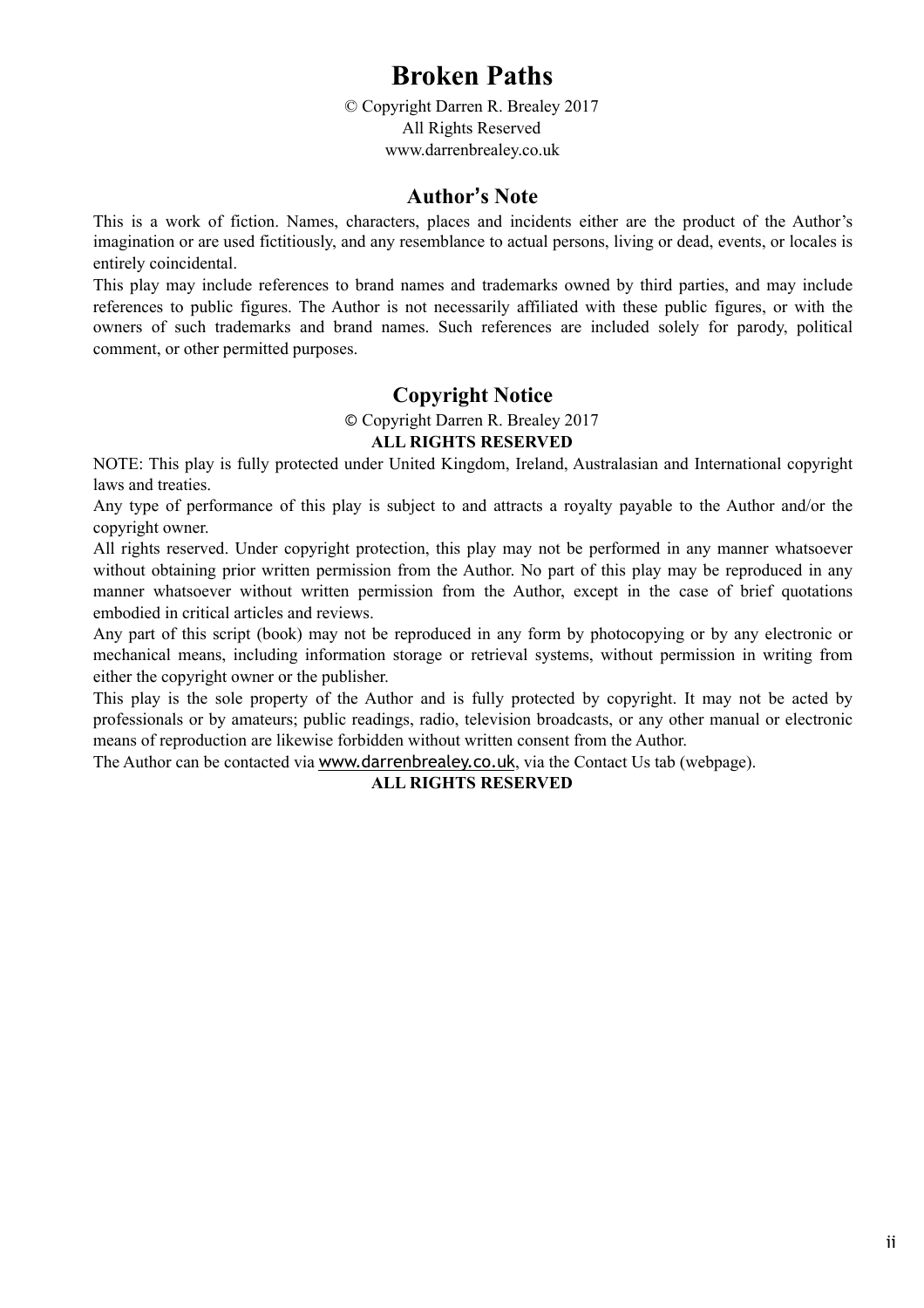# Broken Paths

© Copyright Darren R. Brealey 2017
All Rights Reserved
www.darrenbrealey.co.uk

## Author's Note

This is a work of fiction. Names, characters, places and incidents either are the product of the Author's imagination or are used fictitiously, and any resemblance to actual persons, living or dead, events, or locales is entirely coincidental.

This play may include references to brand names and trademarks owned by third parties, and may include references to public figures. The Author is not necessarily affiliated with these public figures, or with the owners of such trademarks and brand names. Such references are included solely for parody, political comment, or other permitted purposes.

## Copyright Notice

© Copyright Darren R. Brealey 2017

**ALL RIGHTS RESERVED**

NOTE: This play is fully protected under United Kingdom, Ireland, Australasian and International copyright laws and treaties.

Any type of performance of this play is subject to and attracts a royalty payable to the Author and/or the copyright owner.

All rights reserved. Under copyright protection, this play may not be performed in any manner whatsoever without obtaining prior written permission from the Author. No part of this play may be reproduced in any manner whatsoever without written permission from the Author, except in the case of brief quotations embodied in critical articles and reviews.

Any part of this script (book) may not be reproduced in any form by photocopying or by any electronic or mechanical means, including information storage or retrieval systems, without permission in writing from either the copyright owner or the publisher.

This play is the sole property of the Author and is fully protected by copyright. It may not be acted by professionals or by amateurs; public readings, radio, television broadcasts, or any other manual or electronic means of reproduction are likewise forbidden without written consent from the Author.

The Author can be contacted via www.darrenbrealey.co.uk, via the Contact Us tab (webpage).

**ALL RIGHTS RESERVED**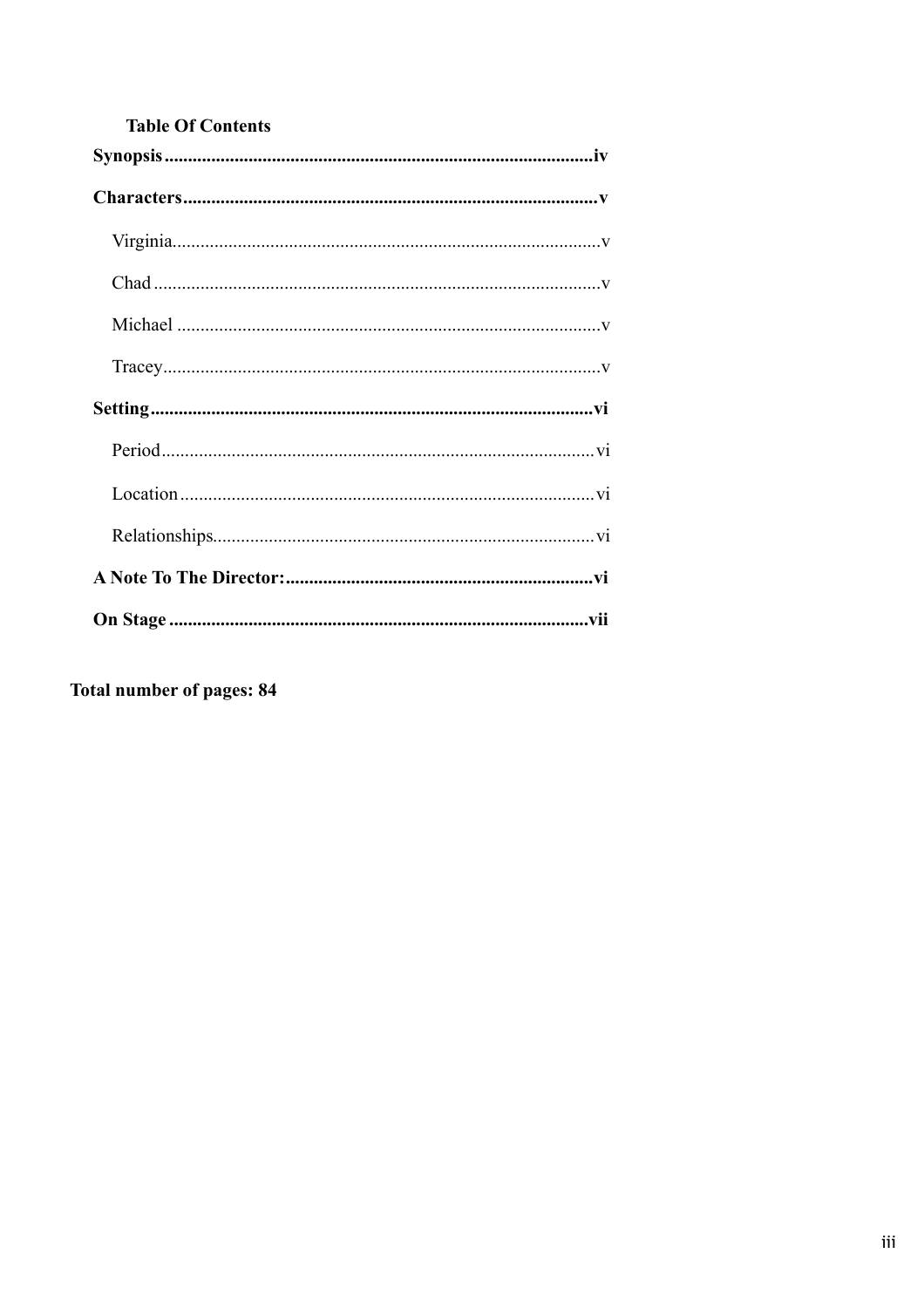**Table Of Contents**

**Synopsis** ........................................................................................**iv**

**Characters** .......................................................................................**v**

- Virginia..........................................................................................v
- Chad ..............................................................................................v
- Michael .........................................................................................v
- Tracey............................................................................................v

**Setting**.............................................................................................**vi**

- Period...........................................................................................vi
- Location .......................................................................................vi
- Relationships................................................................................vi

**A Note To The Director:**.................................................................**vi**

**On Stage** ........................................................................................**vii**

**Total number of pages: 84**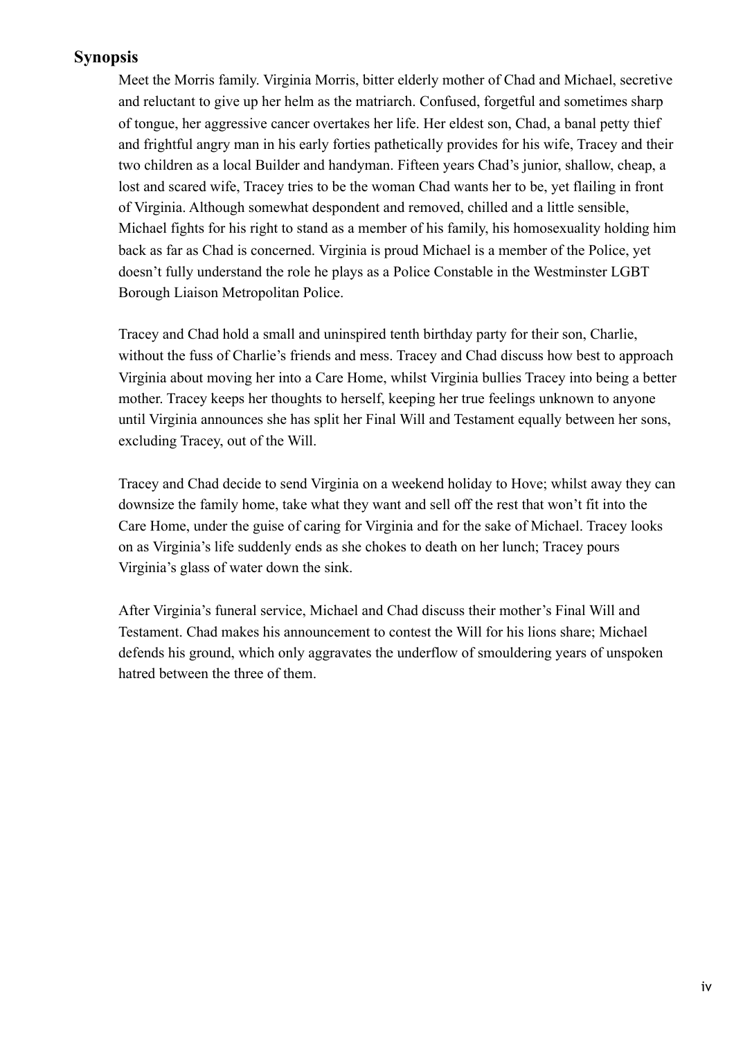## Synopsis

Meet the Morris family. Virginia Morris, bitter elderly mother of Chad and Michael, secretive and reluctant to give up her helm as the matriarch. Confused, forgetful and sometimes sharp of tongue, her aggressive cancer overtakes her life. Her eldest son, Chad, a banal petty thief and frightful angry man in his early forties pathetically provides for his wife, Tracey and their two children as a local Builder and handyman. Fifteen years Chad's junior, shallow, cheap, a lost and scared wife, Tracey tries to be the woman Chad wants her to be, yet flailing in front of Virginia. Although somewhat despondent and removed, chilled and a little sensible, Michael fights for his right to stand as a member of his family, his homosexuality holding him back as far as Chad is concerned. Virginia is proud Michael is a member of the Police, yet doesn't fully understand the role he plays as a Police Constable in the Westminster LGBT Borough Liaison Metropolitan Police.

Tracey and Chad hold a small and uninspired tenth birthday party for their son, Charlie, without the fuss of Charlie's friends and mess. Tracey and Chad discuss how best to approach Virginia about moving her into a Care Home, whilst Virginia bullies Tracey into being a better mother. Tracey keeps her thoughts to herself, keeping her true feelings unknown to anyone until Virginia announces she has split her Final Will and Testament equally between her sons, excluding Tracey, out of the Will.

Tracey and Chad decide to send Virginia on a weekend holiday to Hove; whilst away they can downsize the family home, take what they want and sell off the rest that won't fit into the Care Home, under the guise of caring for Virginia and for the sake of Michael. Tracey looks on as Virginia's life suddenly ends as she chokes to death on her lunch; Tracey pours Virginia's glass of water down the sink.

After Virginia's funeral service, Michael and Chad discuss their mother's Final Will and Testament. Chad makes his announcement to contest the Will for his lions share; Michael defends his ground, which only aggravates the underflow of smouldering years of unspoken hatred between the three of them.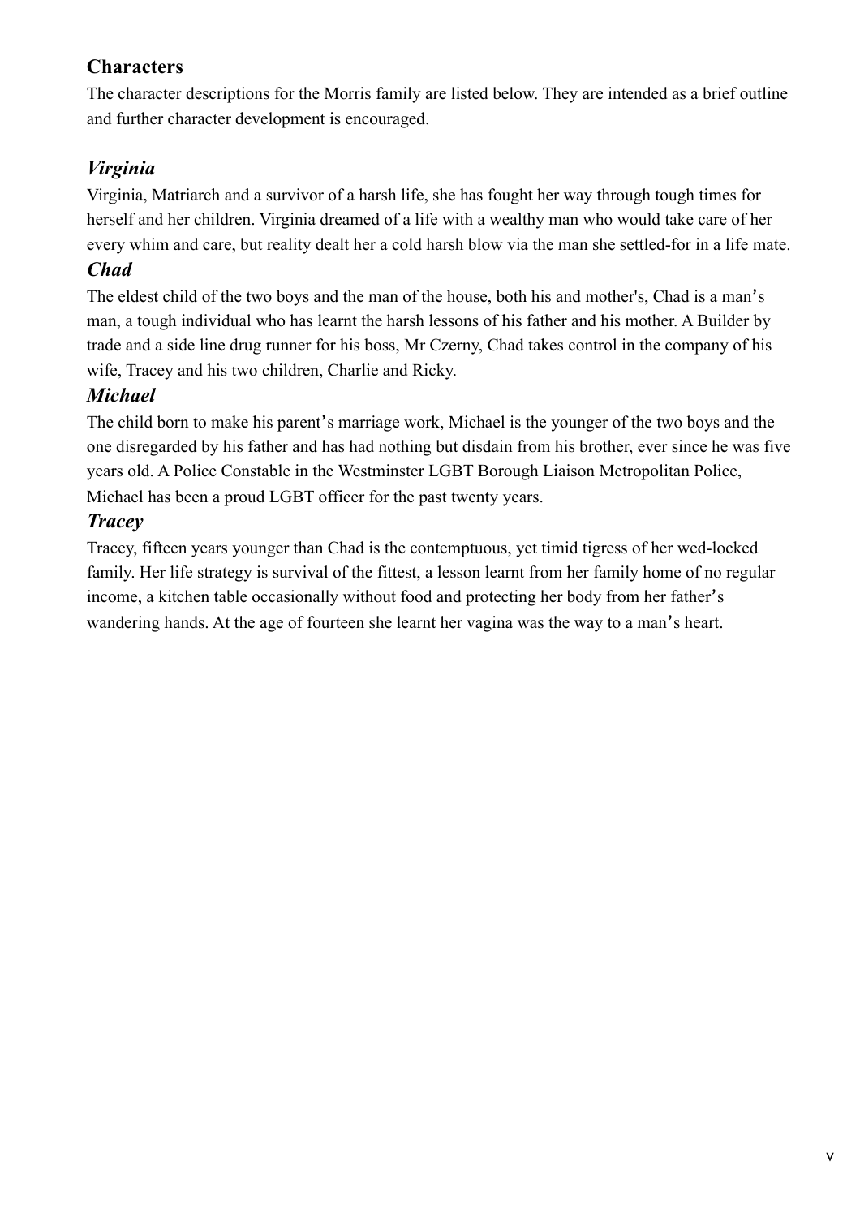## Characters

The character descriptions for the Morris family are listed below. They are intended as a brief outline and further character development is encouraged.

### *Virginia*

Virginia, Matriarch and a survivor of a harsh life, she has fought her way through tough times for herself and her children. Virginia dreamed of a life with a wealthy man who would take care of her every whim and care, but reality dealt her a cold harsh blow via the man she settled-for in a life mate.

### *Chad*

The eldest child of the two boys and the man of the house, both his and mother's, Chad is a man's man, a tough individual who has learnt the harsh lessons of his father and his mother. A Builder by trade and a side line drug runner for his boss, Mr Czerny, Chad takes control in the company of his wife, Tracey and his two children, Charlie and Ricky.

### *Michael*

The child born to make his parent's marriage work, Michael is the younger of the two boys and the one disregarded by his father and has had nothing but disdain from his brother, ever since he was five years old. A Police Constable in the Westminster LGBT Borough Liaison Metropolitan Police, Michael has been a proud LGBT officer for the past twenty years.

### *Tracey*

Tracey, fifteen years younger than Chad is the contemptuous, yet timid tigress of her wed-locked family. Her life strategy is survival of the fittest, a lesson learnt from her family home of no regular income, a kitchen table occasionally without food and protecting her body from her father's wandering hands. At the age of fourteen she learnt her vagina was the way to a man's heart.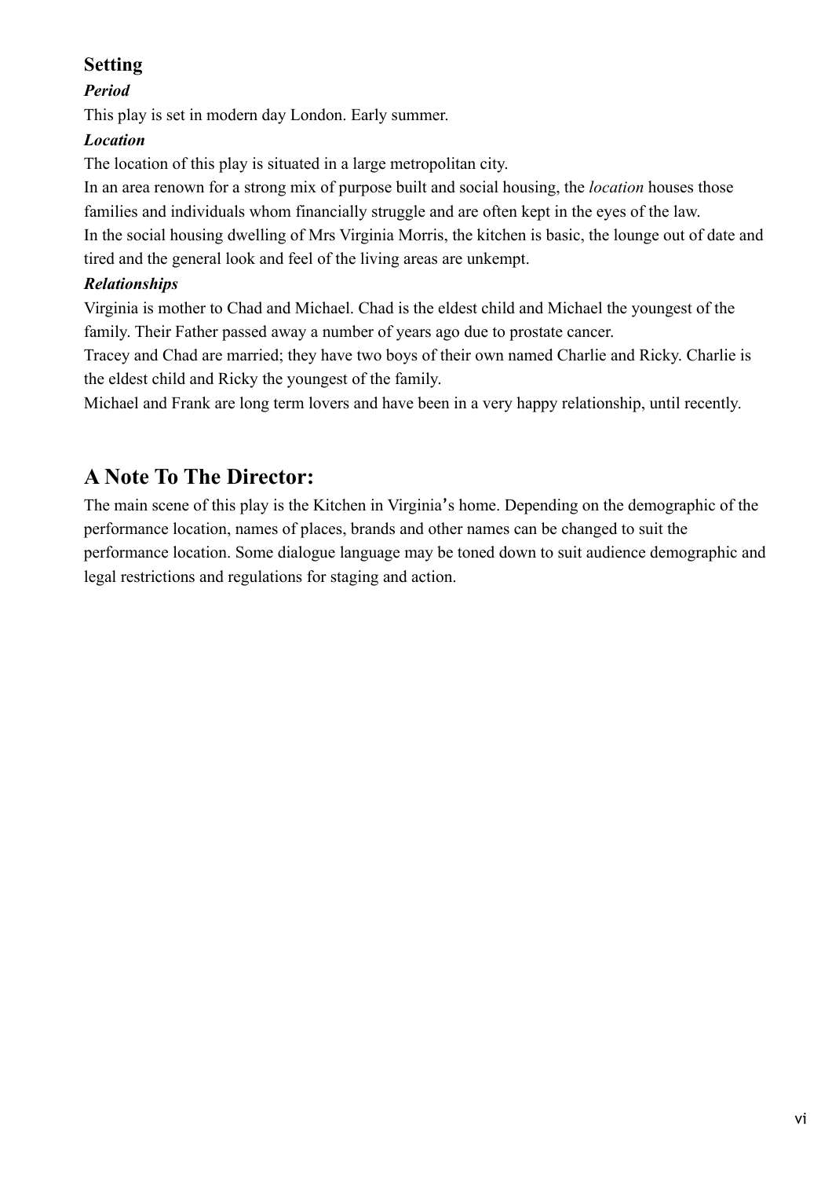## Setting

### *Period*

This play is set in modern day London. Early summer.

### *Location*

The location of this play is situated in a large metropolitan city.

In an area renown for a strong mix of purpose built and social housing, the *location* houses those families and individuals whom financially struggle and are often kept in the eyes of the law.

In the social housing dwelling of Mrs Virginia Morris, the kitchen is basic, the lounge out of date and tired and the general look and feel of the living areas are unkempt.

### *Relationships*

Virginia is mother to Chad and Michael. Chad is the eldest child and Michael the youngest of the family. Their Father passed away a number of years ago due to prostate cancer.

Tracey and Chad are married; they have two boys of their own named Charlie and Ricky. Charlie is the eldest child and Ricky the youngest of the family.

Michael and Frank are long term lovers and have been in a very happy relationship, until recently.

## A Note To The Director:

The main scene of this play is the Kitchen in Virginia's home. Depending on the demographic of the performance location, names of places, brands and other names can be changed to suit the performance location. Some dialogue language may be toned down to suit audience demographic and legal restrictions and regulations for staging and action.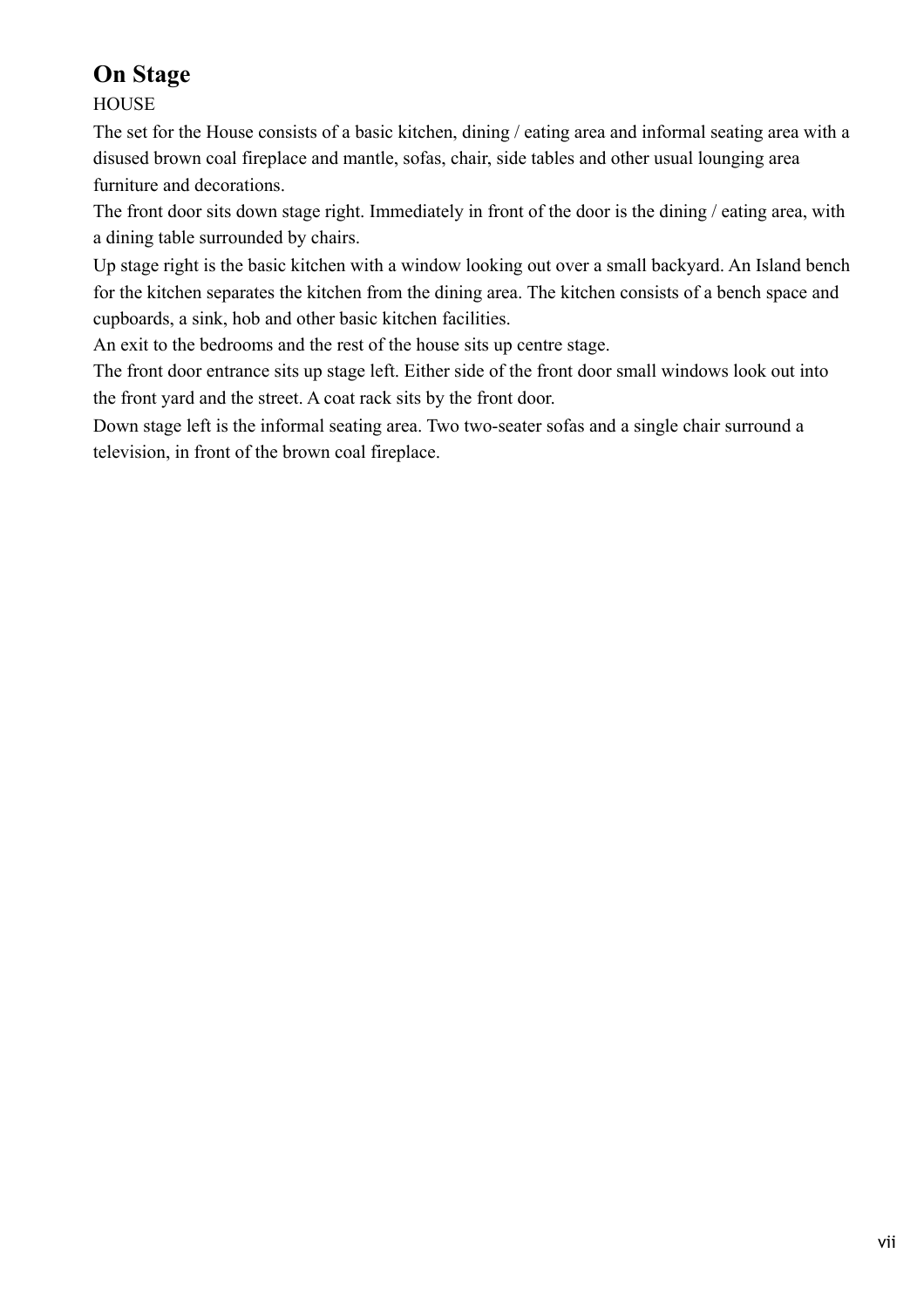## On Stage

HOUSE

The set for the House consists of a basic kitchen, dining / eating area and informal seating area with a disused brown coal fireplace and mantle, sofas, chair, side tables and other usual lounging area furniture and decorations.

The front door sits down stage right. Immediately in front of the door is the dining / eating area, with a dining table surrounded by chairs.

Up stage right is the basic kitchen with a window looking out over a small backyard. An Island bench for the kitchen separates the kitchen from the dining area. The kitchen consists of a bench space and cupboards, a sink, hob and other basic kitchen facilities.

An exit to the bedrooms and the rest of the house sits up centre stage.

The front door entrance sits up stage left. Either side of the front door small windows look out into the front yard and the street. A coat rack sits by the front door.

Down stage left is the informal seating area. Two two-seater sofas and a single chair surround a television, in front of the brown coal fireplace.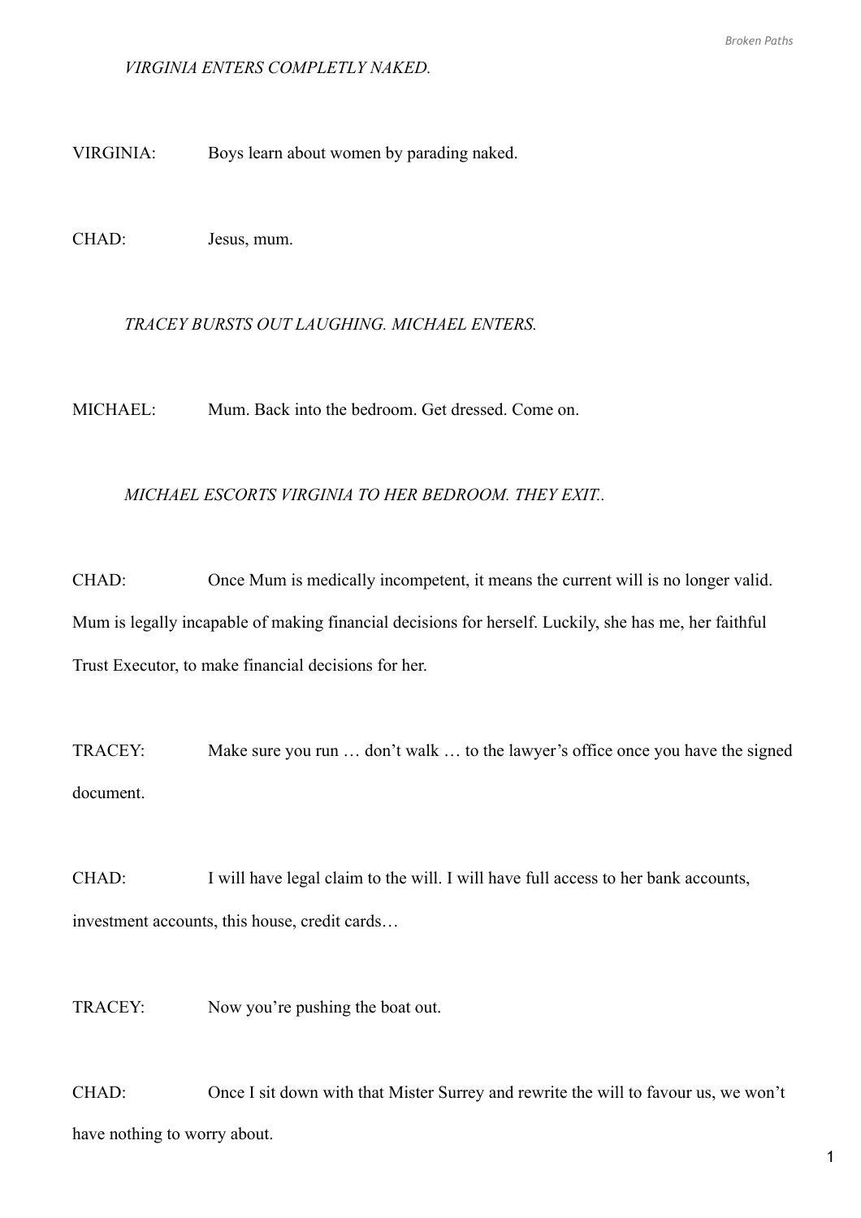*VIRGINIA ENTERS COMPLETLY NAKED.*

VIRGINIA: Boys learn about women by parading naked.

CHAD: Jesus, mum.

*TRACEY BURSTS OUT LAUGHING. MICHAEL ENTERS.*

MICHAEL: Mum. Back into the bedroom. Get dressed. Come on.

*MICHAEL ESCORTS VIRGINIA TO HER BEDROOM. THEY EXIT..*

CHAD: Once Mum is medically incompetent, it means the current will is no longer valid. Mum is legally incapable of making financial decisions for herself. Luckily, she has me, her faithful Trust Executor, to make financial decisions for her.

TRACEY: Make sure you run … don't walk … to the lawyer's office once you have the signed document.

CHAD: I will have legal claim to the will. I will have full access to her bank accounts, investment accounts, this house, credit cards…

TRACEY: Now you're pushing the boat out.

CHAD: Once I sit down with that Mister Surrey and rewrite the will to favour us, we won't have nothing to worry about.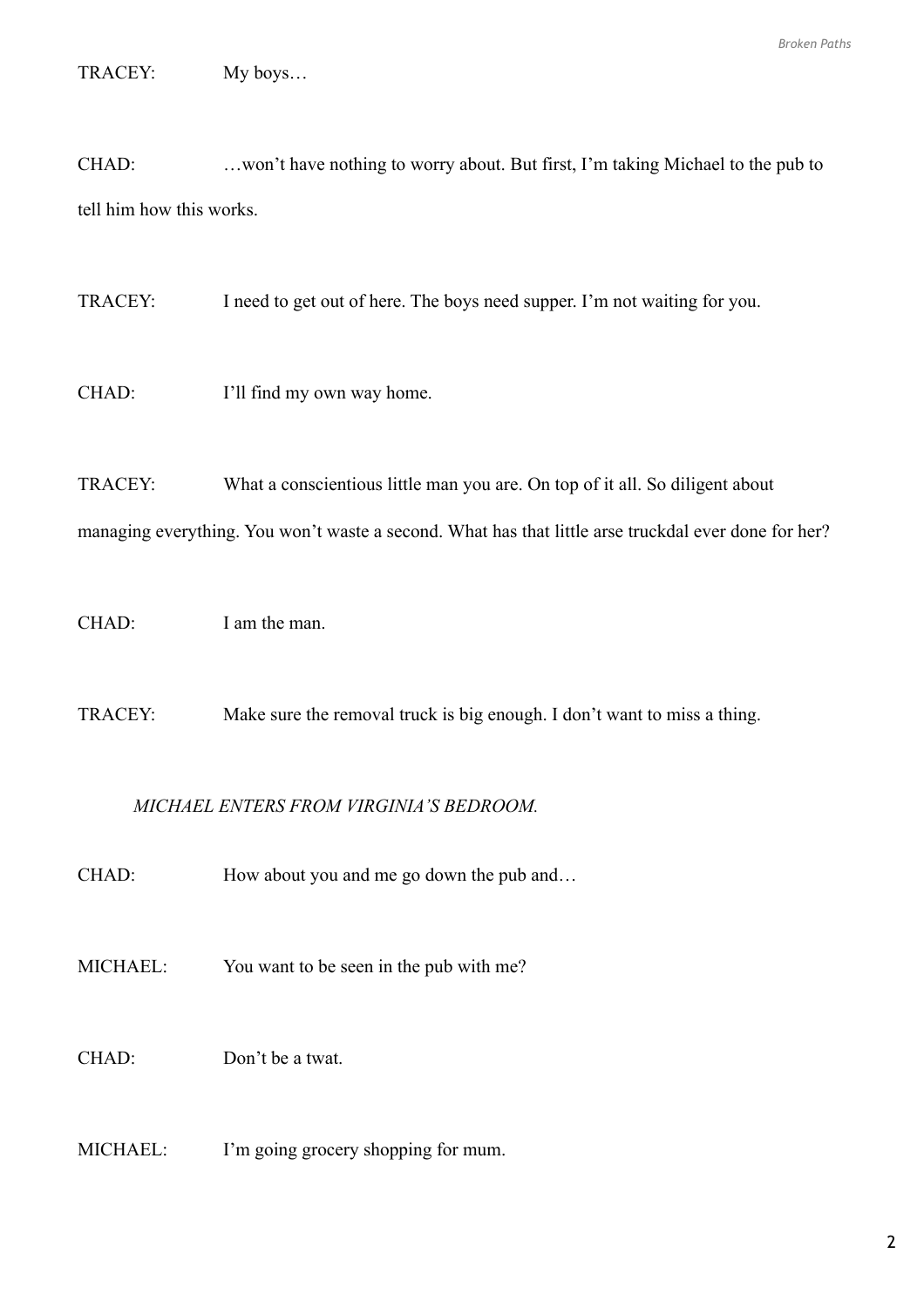TRACEY: My boys…

CHAD: …won't have nothing to worry about. But first, I'm taking Michael to the pub to tell him how this works.

TRACEY: I need to get out of here. The boys need supper. I'm not waiting for you.

CHAD: I'll find my own way home.

TRACEY: What a conscientious little man you are. On top of it all. So diligent about managing everything. You won't waste a second. What has that little arse truckdal ever done for her?

CHAD: I am the man.

TRACEY: Make sure the removal truck is big enough. I don't want to miss a thing.

*MICHAEL ENTERS FROM VIRGINIA'S BEDROOM.*

CHAD: How about you and me go down the pub and…

MICHAEL: You want to be seen in the pub with me?

CHAD: Don't be a twat.

MICHAEL: I'm going grocery shopping for mum.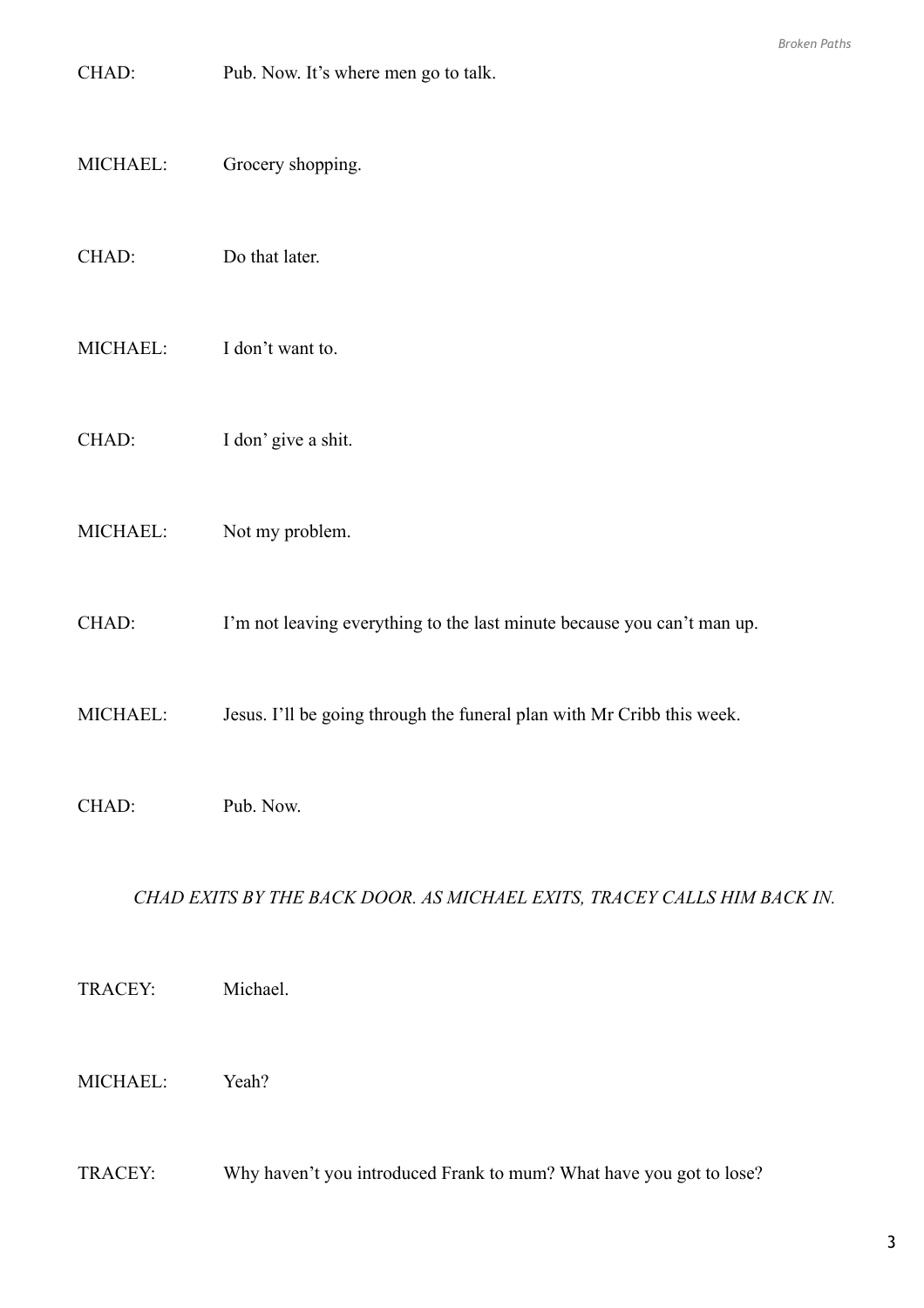CHAD: Pub. Now. It’s where men go to talk.

MICHAEL: Grocery shopping.

CHAD: Do that later.

MICHAEL: I don’t want to.

CHAD: I don’ give a shit.

MICHAEL: Not my problem.

CHAD: I’m not leaving everything to the last minute because you can’t man up.

MICHAEL: Jesus. I’ll be going through the funeral plan with Mr Cribb this week.

CHAD: Pub. Now.

*CHAD EXITS BY THE BACK DOOR. AS MICHAEL EXITS, TRACEY CALLS HIM BACK IN.*

TRACEY: Michael.

MICHAEL: Yeah?

TRACEY: Why haven’t you introduced Frank to mum? What have you got to lose?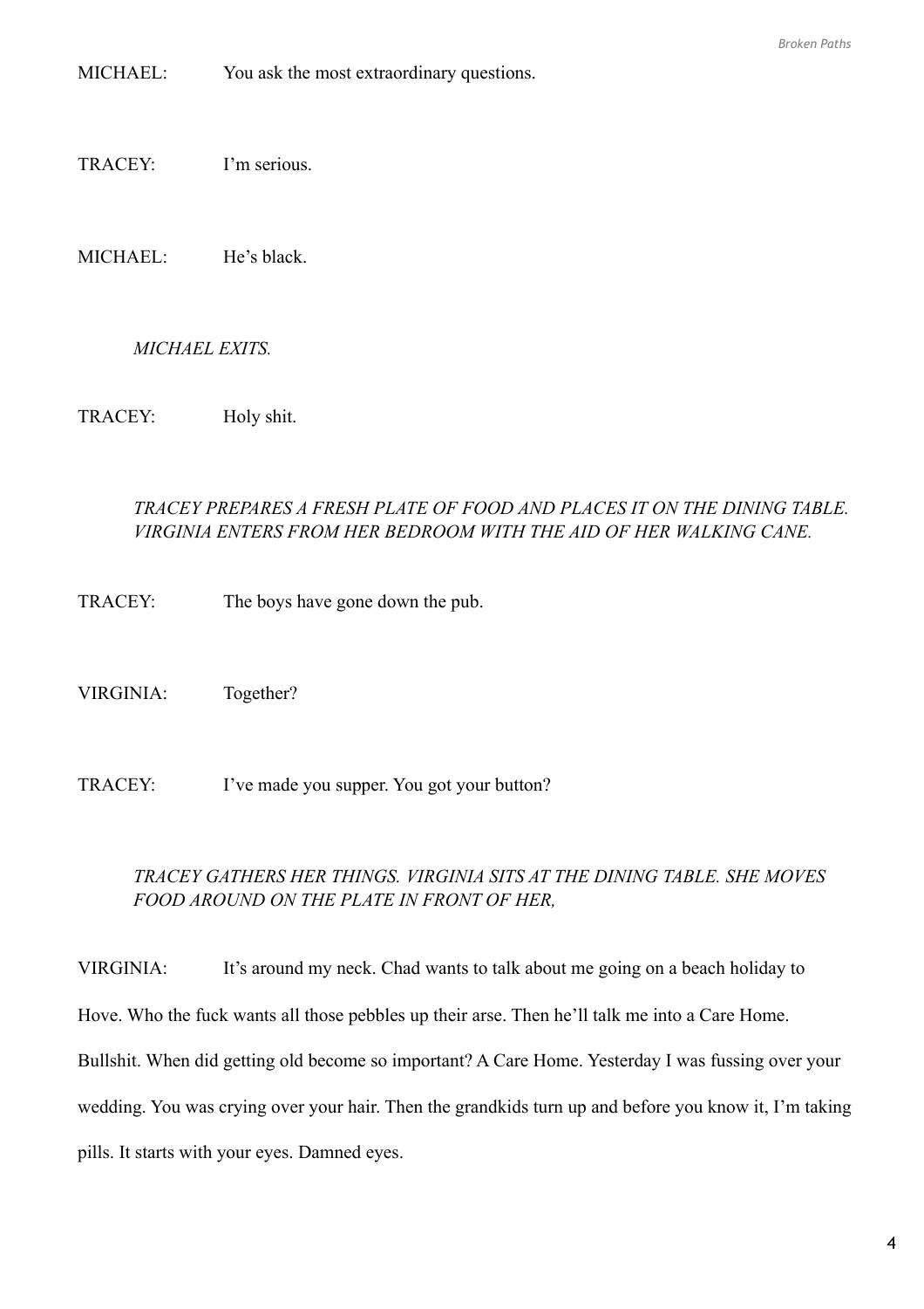MICHAEL: You ask the most extraordinary questions.

TRACEY: I'm serious.

MICHAEL: He's black.

*MICHAEL EXITS.*

TRACEY: Holy shit.

*TRACEY PREPARES A FRESH PLATE OF FOOD AND PLACES IT ON THE DINING TABLE. VIRGINIA ENTERS FROM HER BEDROOM WITH THE AID OF HER WALKING CANE.*

TRACEY: The boys have gone down the pub.

VIRGINIA: Together?

TRACEY: I've made you supper. You got your button?

*TRACEY GATHERS HER THINGS. VIRGINIA SITS AT THE DINING TABLE. SHE MOVES FOOD AROUND ON THE PLATE IN FRONT OF HER,*

VIRGINIA: It's around my neck. Chad wants to talk about me going on a beach holiday to Hove. Who the fuck wants all those pebbles up their arse. Then he'll talk me into a Care Home. Bullshit. When did getting old become so important? A Care Home. Yesterday I was fussing over your wedding. You was crying over your hair. Then the grandkids turn up and before you know it, I'm taking pills. It starts with your eyes. Damned eyes.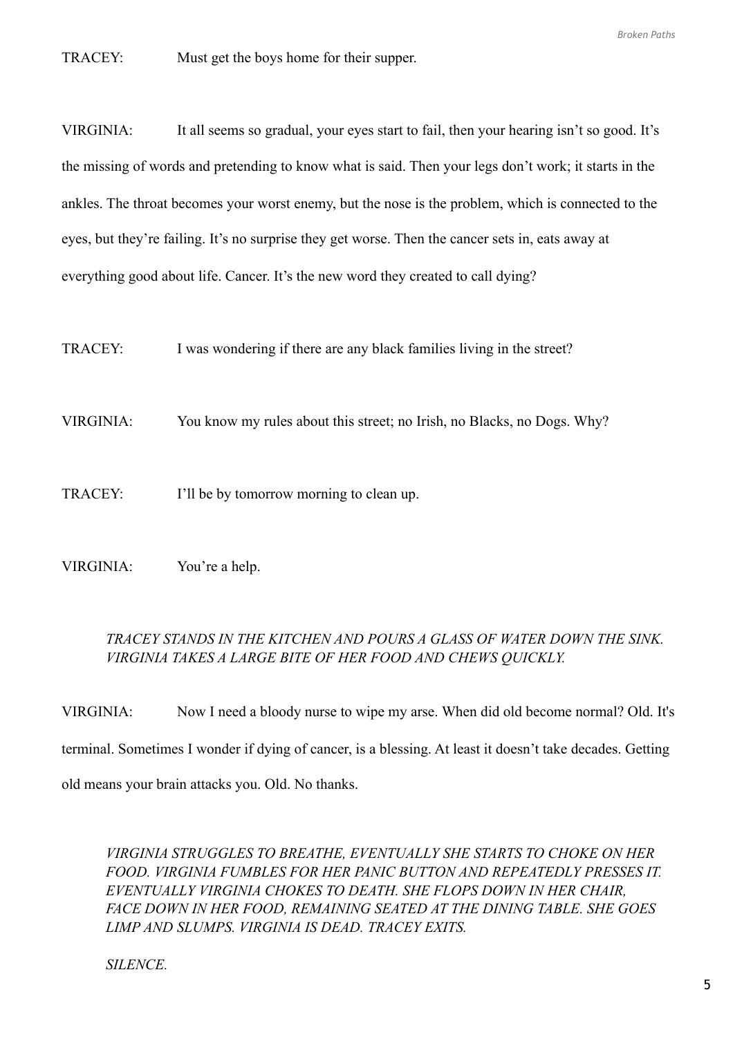TRACEY: Must get the boys home for their supper.

VIRGINIA: It all seems so gradual, your eyes start to fail, then your hearing isn't so good. It's the missing of words and pretending to know what is said. Then your legs don't work; it starts in the ankles. The throat becomes your worst enemy, but the nose is the problem, which is connected to the eyes, but they're failing. It's no surprise they get worse. Then the cancer sets in, eats away at everything good about life. Cancer. It's the new word they created to call dying?

TRACEY: I was wondering if there are any black families living in the street?

VIRGINIA: You know my rules about this street; no Irish, no Blacks, no Dogs. Why?

TRACEY: I'll be by tomorrow morning to clean up.

VIRGINIA: You're a help.

*TRACEY STANDS IN THE KITCHEN AND POURS A GLASS OF WATER DOWN THE SINK. VIRGINIA TAKES A LARGE BITE OF HER FOOD AND CHEWS QUICKLY.*

VIRGINIA: Now I need a bloody nurse to wipe my arse. When did old become normal? Old. It's terminal. Sometimes I wonder if dying of cancer, is a blessing. At least it doesn't take decades. Getting old means your brain attacks you. Old. No thanks.

*VIRGINIA STRUGGLES TO BREATHE, EVENTUALLY SHE STARTS TO CHOKE ON HER FOOD. VIRGINIA FUMBLES FOR HER PANIC BUTTON AND REPEATEDLY PRESSES IT. EVENTUALLY VIRGINIA CHOKES TO DEATH. SHE FLOPS DOWN IN HER CHAIR, FACE DOWN IN HER FOOD, REMAINING SEATED AT THE DINING TABLE. SHE GOES LIMP AND SLUMPS. VIRGINIA IS DEAD. TRACEY EXITS.*

*SILENCE.*